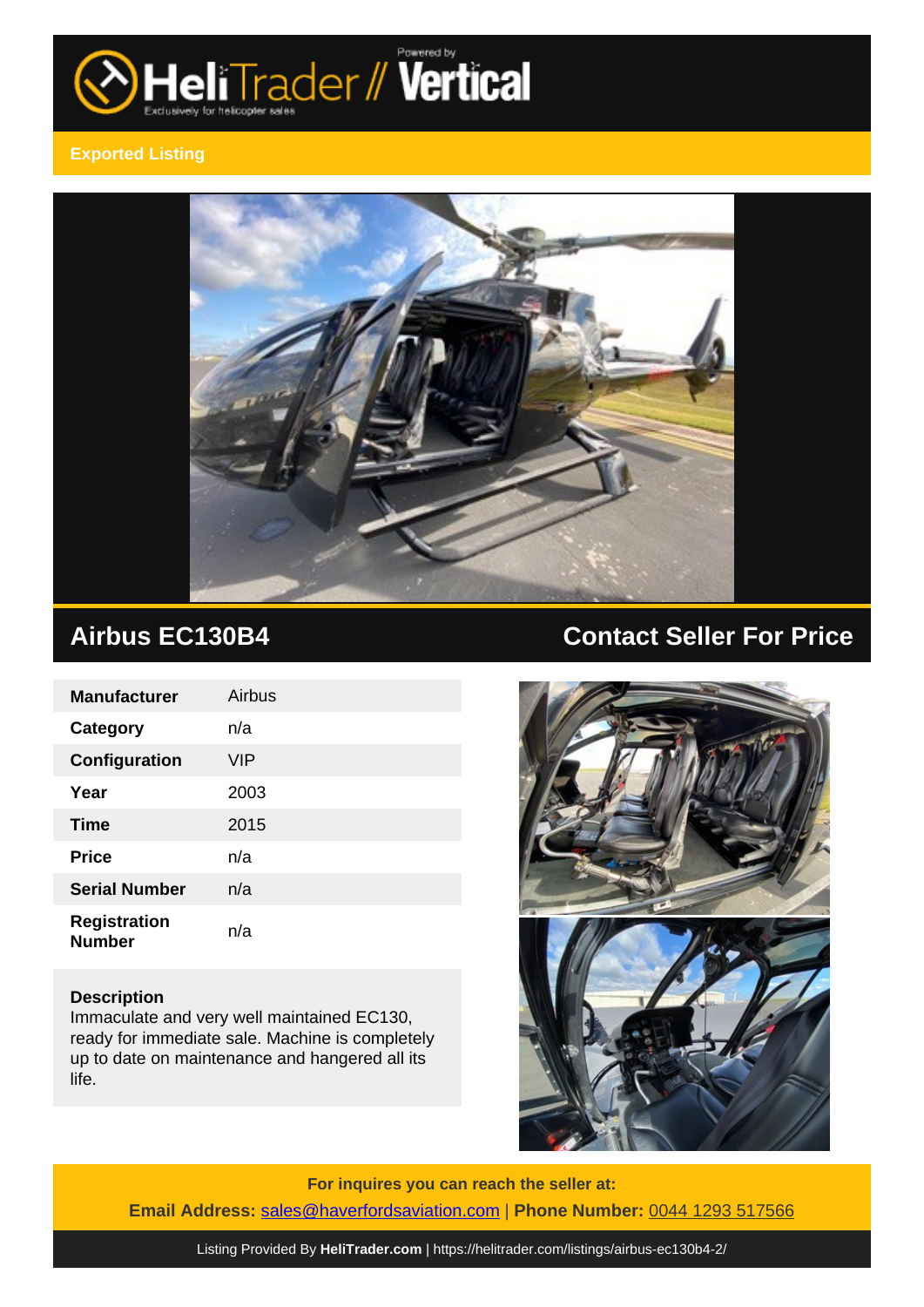Exported Listing

## Airbus EC130B4

## Contact Seller For Price

| Manufacturer | Airbus |
|---|---|
| Category | n/a |
| Configuration | VIP |
| Year | 2003 |
| Time | 2015 |
| Price | n/a |
| Serial Number | n/a |
| Registration Number | n/a |

**Description**
Immaculate and very well maintained EC130, ready for immediate sale. Machine is completely up to date on maintenance and hangered all its life.

**For inquires you can reach the seller at:**

**Email Address:** sales@haverfordsaviation.com | **Phone Number:** 0044 1293 517566

Listing Provided By **HeliTrader.com** | https://helitrader.com/listings/airbus-ec130b4-2/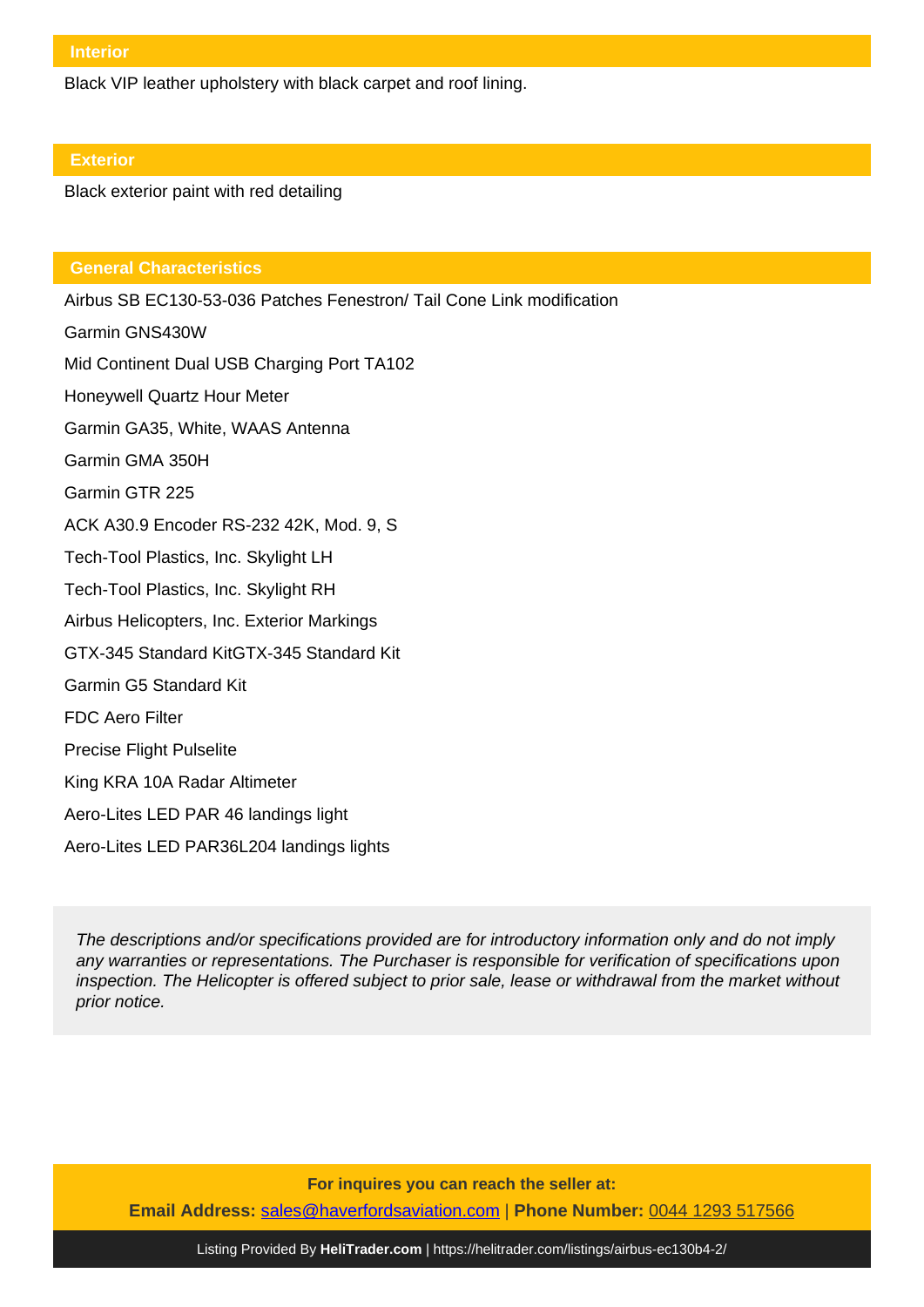## Interior

Black VIP leather upholstery with black carpet and roof lining.

## Exterior

Black exterior paint with red detailing

## General Characteristics

Airbus SB EC130-53-036 Patches Fenestron/ Tail Cone Link modification

Garmin GNS430W

Mid Continent Dual USB Charging Port TA102

Honeywell Quartz Hour Meter

Garmin GA35, White, WAAS Antenna

Garmin GMA 350H

Garmin GTR 225

ACK A30.9 Encoder RS-232 42K, Mod. 9, S

Tech-Tool Plastics, Inc. Skylight LH

Tech-Tool Plastics, Inc. Skylight RH

Airbus Helicopters, Inc. Exterior Markings

GTX-345 Standard KitGTX-345 Standard Kit

Garmin G5 Standard Kit

FDC Aero Filter

Precise Flight Pulselite

King KRA 10A Radar Altimeter

Aero-Lites LED PAR 46 landings light

Aero-Lites LED PAR36L204 landings lights

*The descriptions and/or specifications provided are for introductory information only and do not imply any warranties or representations. The Purchaser is responsible for verification of specifications upon inspection. The Helicopter is offered subject to prior sale, lease or withdrawal from the market without prior notice.*

**For inquires you can reach the seller at:**

**Email Address:** sales@haverfordsaviation.com | **Phone Number:** 0044 1293 517566

Listing Provided By **HeliTrader.com** | https://helitrader.com/listings/airbus-ec130b4-2/